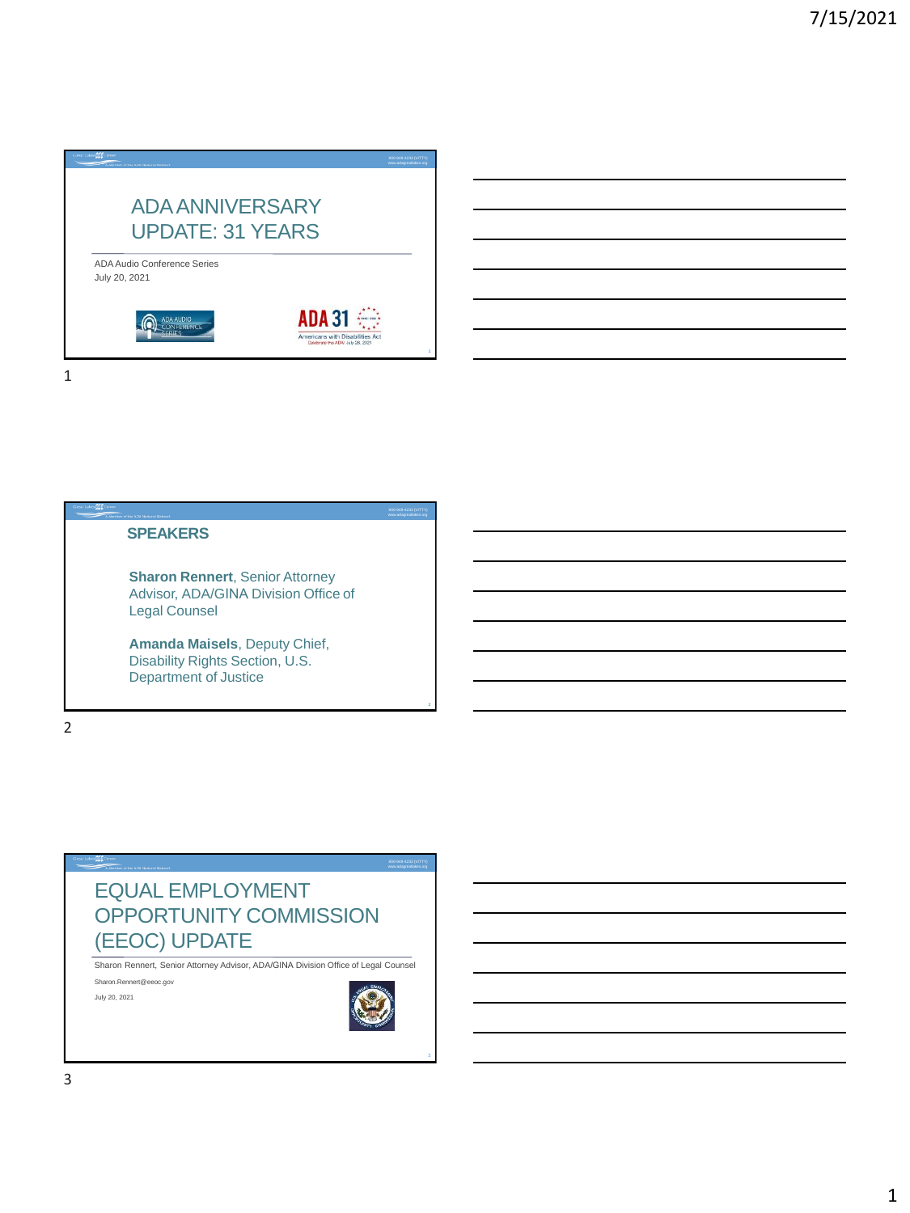# ADA ANNIVERSARY UPDATE: 31 YEARS

ADA Audio Conference Series
July 20, 2021

ADA AUDIO CONFERENCE SERIES

ADA 31
Americans with Disabilities Act
Celebrate the ADA! July 26, 2021

## SPEAKERS

**Sharon Rennert**, Senior Attorney Advisor, ADA/GINA Division Office of Legal Counsel

**Amanda Maisels**, Deputy Chief, Disability Rights Section, U.S. Department of Justice

# EQUAL EMPLOYMENT OPPORTUNITY COMMISSION (EEOC) UPDATE

Sharon Rennert, Senior Attorney Advisor, ADA/GINA Division Office of Legal Counsel

Sharon.Rennert@eeoc.gov

July 20, 2021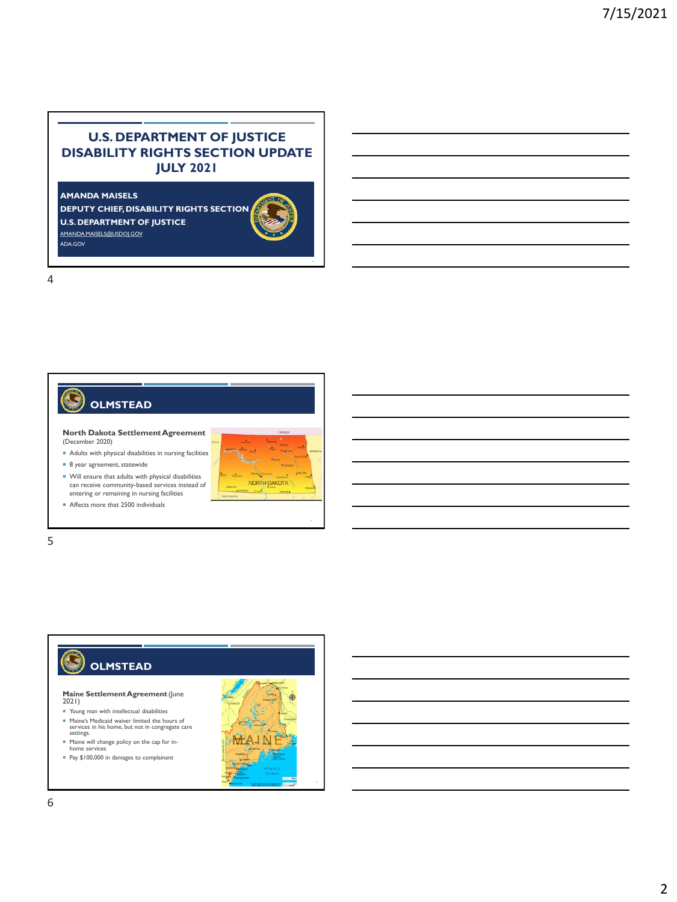# U.S. DEPARTMENT OF JUSTICE DISABILITY RIGHTS SECTION UPDATE JULY 2021

**AMANDA MAISELS**
**DEPUTY CHIEF, DISABILITY RIGHTS SECTION**
**U.S. DEPARTMENT OF JUSTICE**
AMANDA.MAISELS@USDOJ.GOV
ADA.GOV

## OLMSTEAD

**North Dakota Settlement Agreement** (December 2020)

- Adults with physical disabilities in nursing facilities
- 8 year agreement, statewide
- Will ensure that adults with physical disabilities can receive community-based services instead of entering or remaining in nursing facilities
- Affects more that 2500 individuals

## OLMSTEAD

**Maine Settlement Agreement** (June 2021)

- Young man with intellectual disabilities
- Maine's Medicaid waiver limited the hours of services in his home, but not in congregate care settings.
- Maine will change policy on the cap for in-home services
- Pay $100,000 in damages to complainant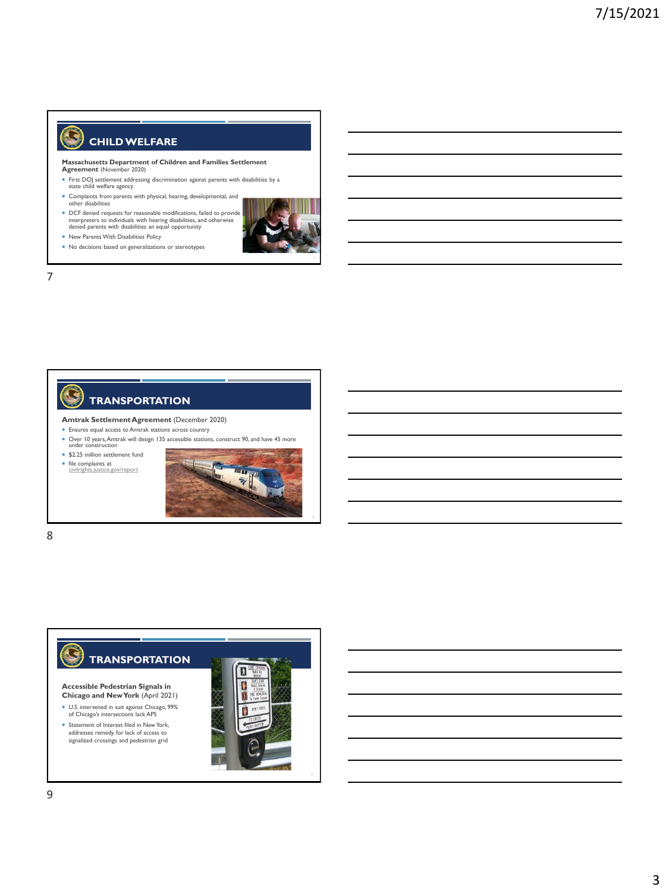## CHILD WELFARE

**Massachusetts Department of Children and Families Settlement Agreement** (November 2020)

- First DOJ settlement addressing discrimination against parents with disabilities by a state child welfare agency
- Complaints from parents with physical, hearing, developmental, and other disabilities
- DCF denied requests for reasonable modifications, failed to provide interpreters to individuals with hearing disabilities, and otherwise denied parents with disabilities an equal opportunity
- New Parents With Disabilities Policy
- No decisions based on generalizations or stereotypes

## TRANSPORTATION

**Amtrak Settlement Agreement** (December 2020)

- Ensures equal access to Amtrak stations across country
- Over 10 years, Amtrak will design 135 accessible stations, construct 90, and have 45 more under construction
- $2.25 million settlement fund
- file complaints at civilrights.justice.gov/report

## TRANSPORTATION

**Accessible Pedestrian Signals in Chicago and New York** (April 2021)

- U.S. intervened in suit against Chicago, 99% of Chicago's intersections lack APS
- Statement of Interest filed in New York, addresses remedy for lack of access to signalized crossings and pedestrian grid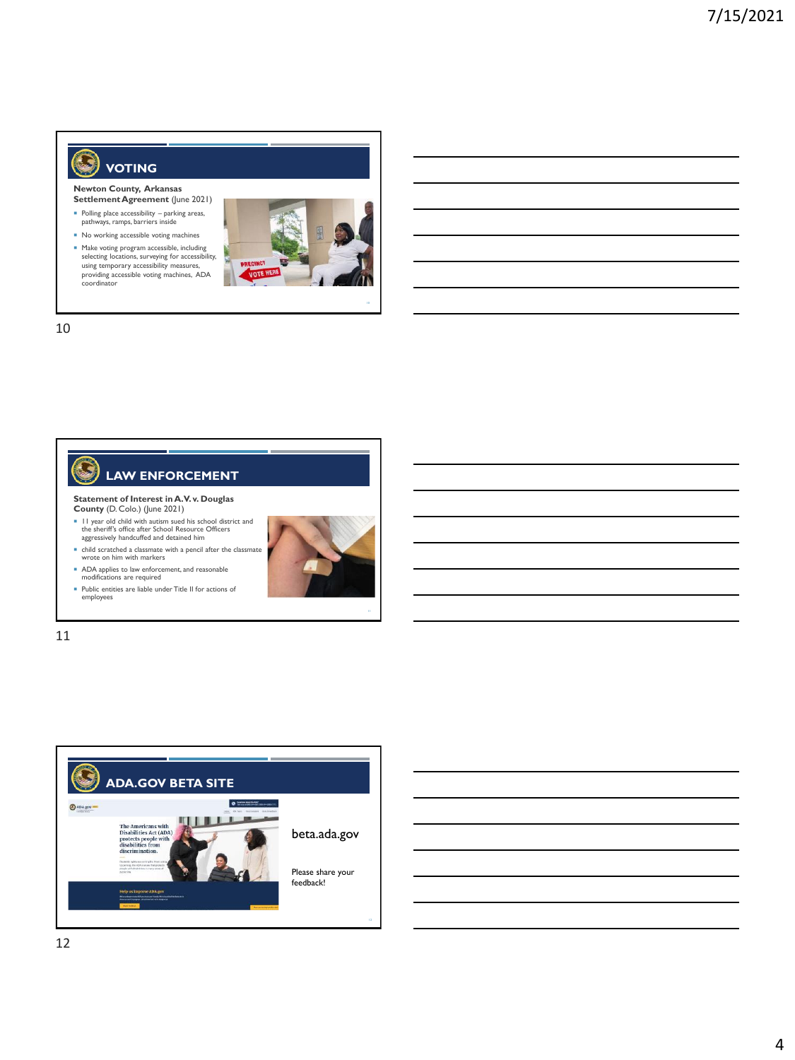## VOTING

**Newton County, Arkansas**
**Settlement Agreement** (June 2021)

- Polling place accessibility – parking areas, pathways, ramps, barriers inside
- No working accessible voting machines
- Make voting program accessible, including selecting locations, surveying for accessibility, using temporary accessibility measures, providing accessible voting machines, ADA coordinator

## LAW ENFORCEMENT

**Statement of Interest in A.V. v. Douglas County** (D. Colo.) (June 2021)

- 11 year old child with autism sued his school district and the sheriff's office after School Resource Officers aggressively handcuffed and detained him
- child scratched a classmate with a pencil after the classmate wrote on him with markers
- ADA applies to law enforcement, and reasonable modifications are required
- Public entities are liable under Title II for actions of employees

## ADA.GOV BETA SITE

beta.ada.gov

Please share your feedback!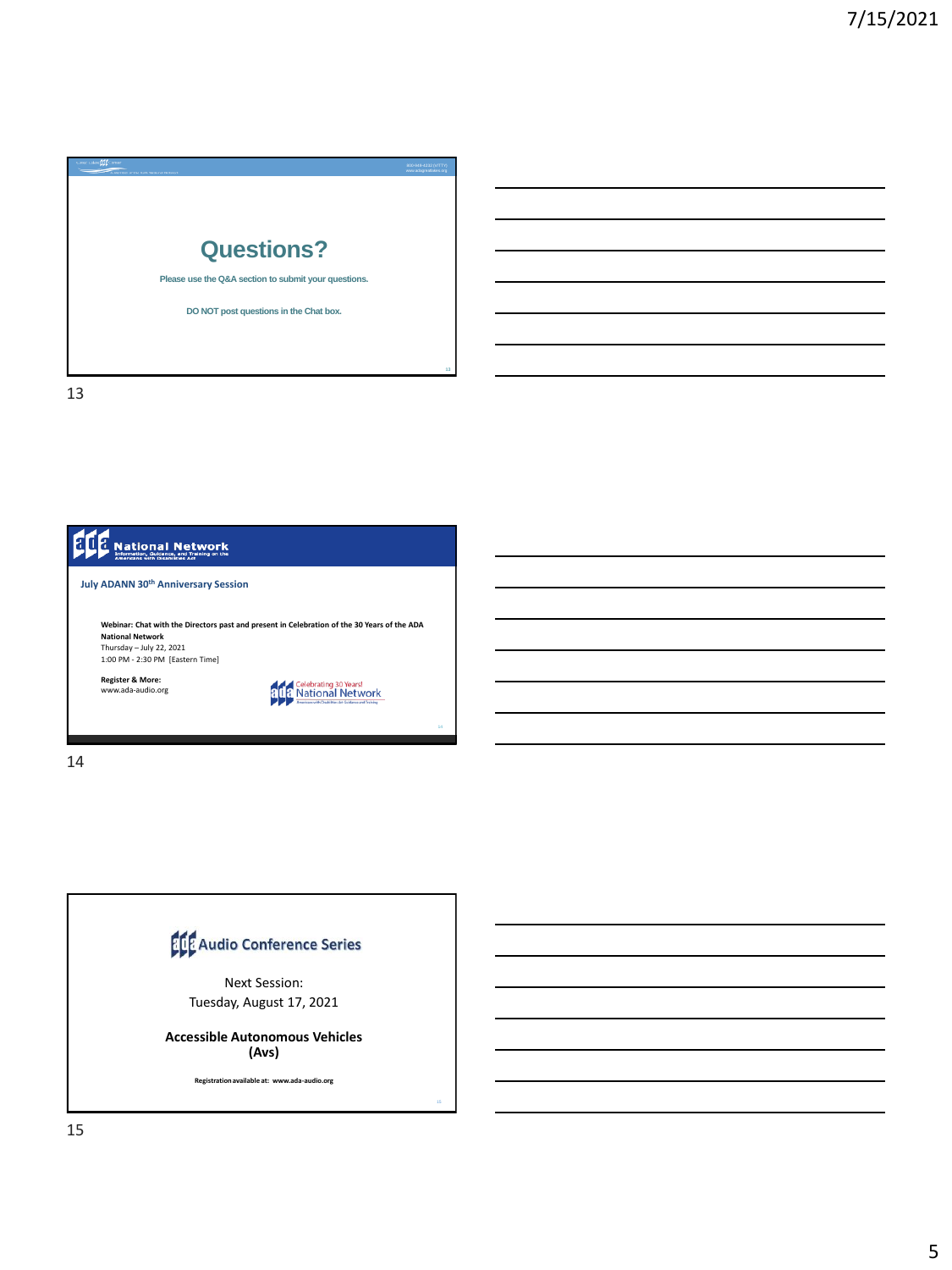## Questions?

Please use the Q&A section to submit your questions.

DO NOT post questions in the Chat box.

13

**National Network**
Information, Guidance, and Training on the Americans with Disabilities Act

**July ADANN 30th Anniversary Session**

**Webinar: Chat with the Directors past and present in Celebration of the 30 Years of the ADA National Network**
Thursday – July 22, 2021
1:00 PM - 2:30 PM [Eastern Time]

**Register & More:**
www.ada-audio.org

Celebrating 30 Years! National Network

14

**Audio Conference Series**

Next Session:
Tuesday, August 17, 2021

**Accessible Autonomous Vehicles (Avs)**

**Registration available at: www.ada-audio.org**

15